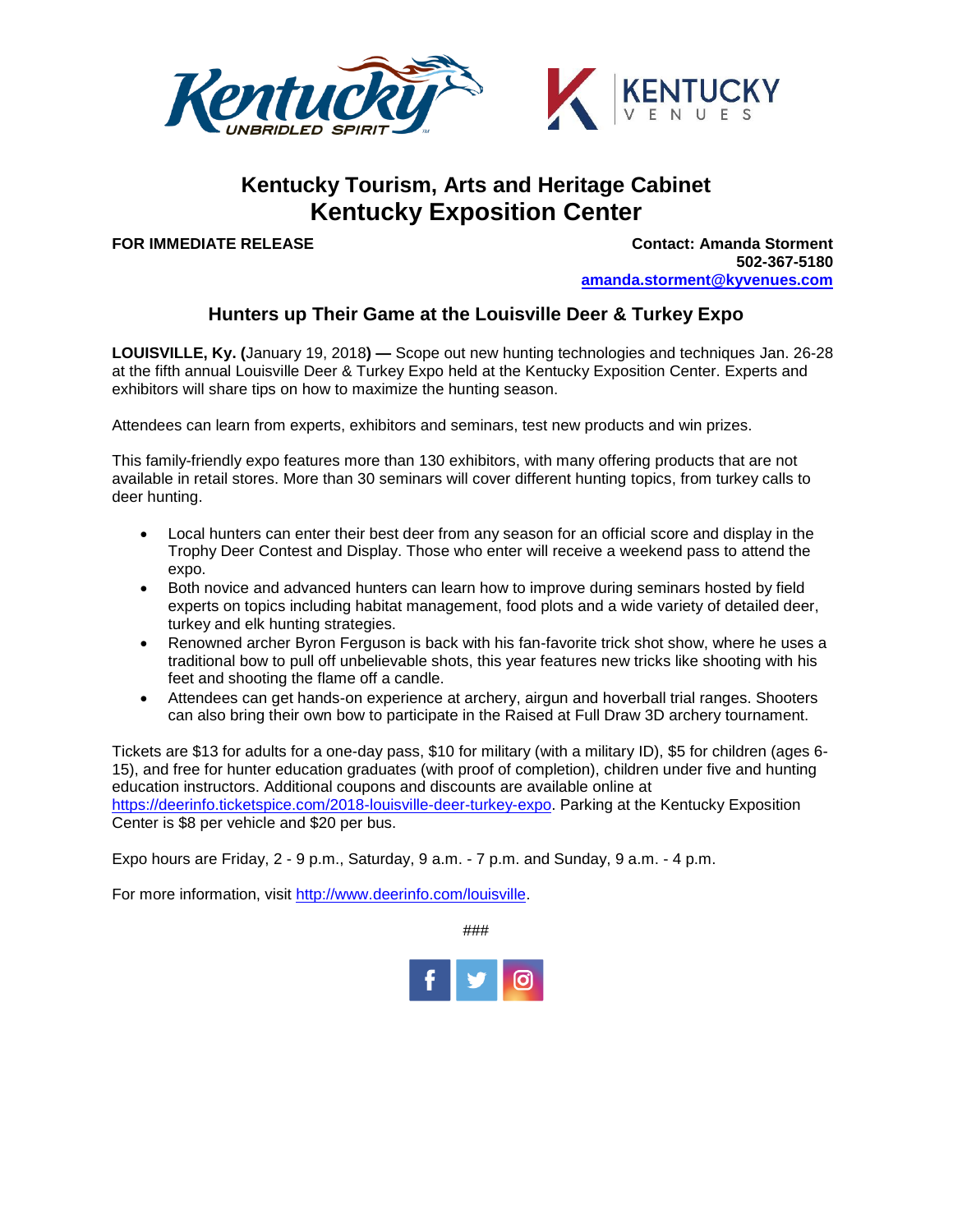# Kentucky Tourism, Arts and Heritage Cabinet
# Kentucky Exposition Center

**FOR IMMEDIATE RELEASE**

**Contact: Amanda Storment**
**502-367-5180**
**amanda.storment@kyvenues.com**

## Hunters up Their Game at the Louisville Deer & Turkey Expo

**LOUISVILLE, Ky. (**January 19, 2018**) —** Scope out new hunting technologies and techniques Jan. 26-28 at the fifth annual Louisville Deer & Turkey Expo held at the Kentucky Exposition Center. Experts and exhibitors will share tips on how to maximize the hunting season.

Attendees can learn from experts, exhibitors and seminars, test new products and win prizes.

This family-friendly expo features more than 130 exhibitors, with many offering products that are not available in retail stores. More than 30 seminars will cover different hunting topics, from turkey calls to deer hunting.

- Local hunters can enter their best deer from any season for an official score and display in the Trophy Deer Contest and Display. Those who enter will receive a weekend pass to attend the expo.
- Both novice and advanced hunters can learn how to improve during seminars hosted by field experts on topics including habitat management, food plots and a wide variety of detailed deer, turkey and elk hunting strategies.
- Renowned archer Byron Ferguson is back with his fan-favorite trick shot show, where he uses a traditional bow to pull off unbelievable shots, this year features new tricks like shooting with his feet and shooting the flame off a candle.
- Attendees can get hands-on experience at archery, airgun and hoverball trial ranges. Shooters can also bring their own bow to participate in the Raised at Full Draw 3D archery tournament.

Tickets are $13 for adults for a one-day pass, $10 for military (with a military ID), $5 for children (ages 6-15), and free for hunter education graduates (with proof of completion), children under five and hunting education instructors. Additional coupons and discounts are available online at https://deerinfo.ticketspice.com/2018-louisville-deer-turkey-expo. Parking at the Kentucky Exposition Center is $8 per vehicle and $20 per bus.

Expo hours are Friday, 2 - 9 p.m., Saturday, 9 a.m. - 7 p.m. and Sunday, 9 a.m. - 4 p.m.

For more information, visit http://www.deerinfo.com/louisville.

###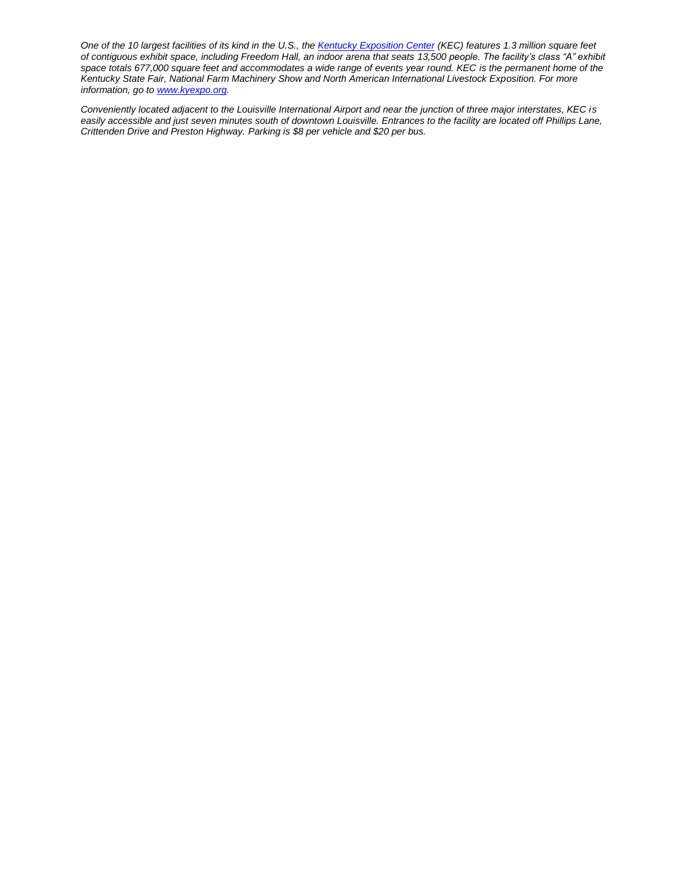*One of the 10 largest facilities of its kind in the U.S., the [Kentucky Exposition Center](http://www.kyexpo.org) (KEC) features 1.3 million square feet of contiguous exhibit space, including Freedom Hall, an indoor arena that seats 13,500 people. The facility's class "A" exhibit space totals 677,000 square feet and accommodates a wide range of events year round. KEC is the permanent home of the Kentucky State Fair, National Farm Machinery Show and North American International Livestock Exposition. For more information, go to [www.kyexpo.org](http://www.kyexpo.org).*

*Conveniently located adjacent to the Louisville International Airport and near the junction of three major interstates, KEC is easily accessible and just seven minutes south of downtown Louisville. Entrances to the facility are located off Phillips Lane, Crittenden Drive and Preston Highway. Parking is $8 per vehicle and $20 per bus.*